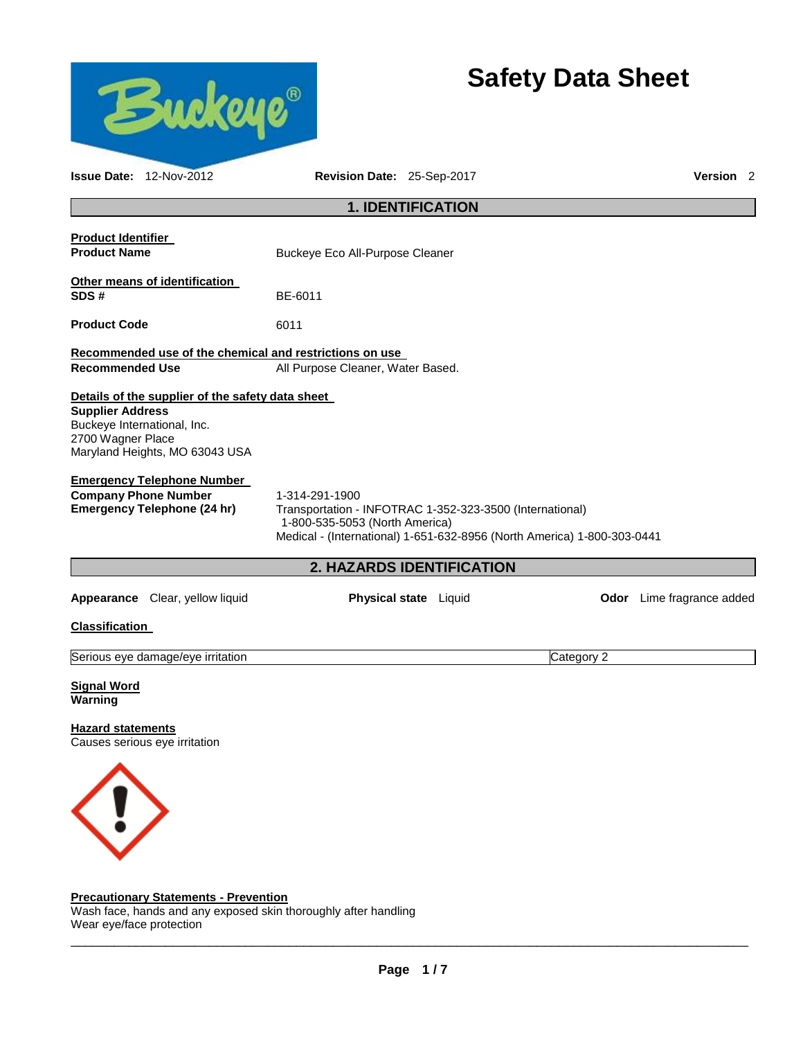# Safety Data Sheet

**Issue Date:** 12-Nov-2012 **Revision Date:** 25-Sep-2017 **Version** 2

## 1. IDENTIFICATION

**Product Identifier**

**Product Name** Buckeye Eco All-Purpose Cleaner

**Other means of identification**

**SDS #** BE-6011

**Product Code** 6011

**Recommended use of the chemical and restrictions on use**

**Recommended Use** All Purpose Cleaner, Water Based.

**Details of the supplier of the safety data sheet**

**Supplier Address**
Buckeye International, Inc.
2700 Wagner Place
Maryland Heights, MO 63043 USA

**Emergency Telephone Number**

**Company Phone Number** 1-314-291-1900

**Emergency Telephone (24 hr)** Transportation - INFOTRAC 1-352-323-3500 (International)
1-800-535-5053 (North America)
Medical - (International) 1-651-632-8956 (North America) 1-800-303-0441

## 2. HAZARDS IDENTIFICATION

**Appearance** Clear, yellow liquid **Physical state** Liquid **Odor** Lime fragrance added

**Classification**

| Serious eye damage/eye irritation | Category 2 |
|---|---|

**Signal Word**
**Warning**

**Hazard statements**
Causes serious eye irritation

**Precautionary Statements - Prevention**
Wash face, hands and any exposed skin thoroughly after handling
Wear eye/face protection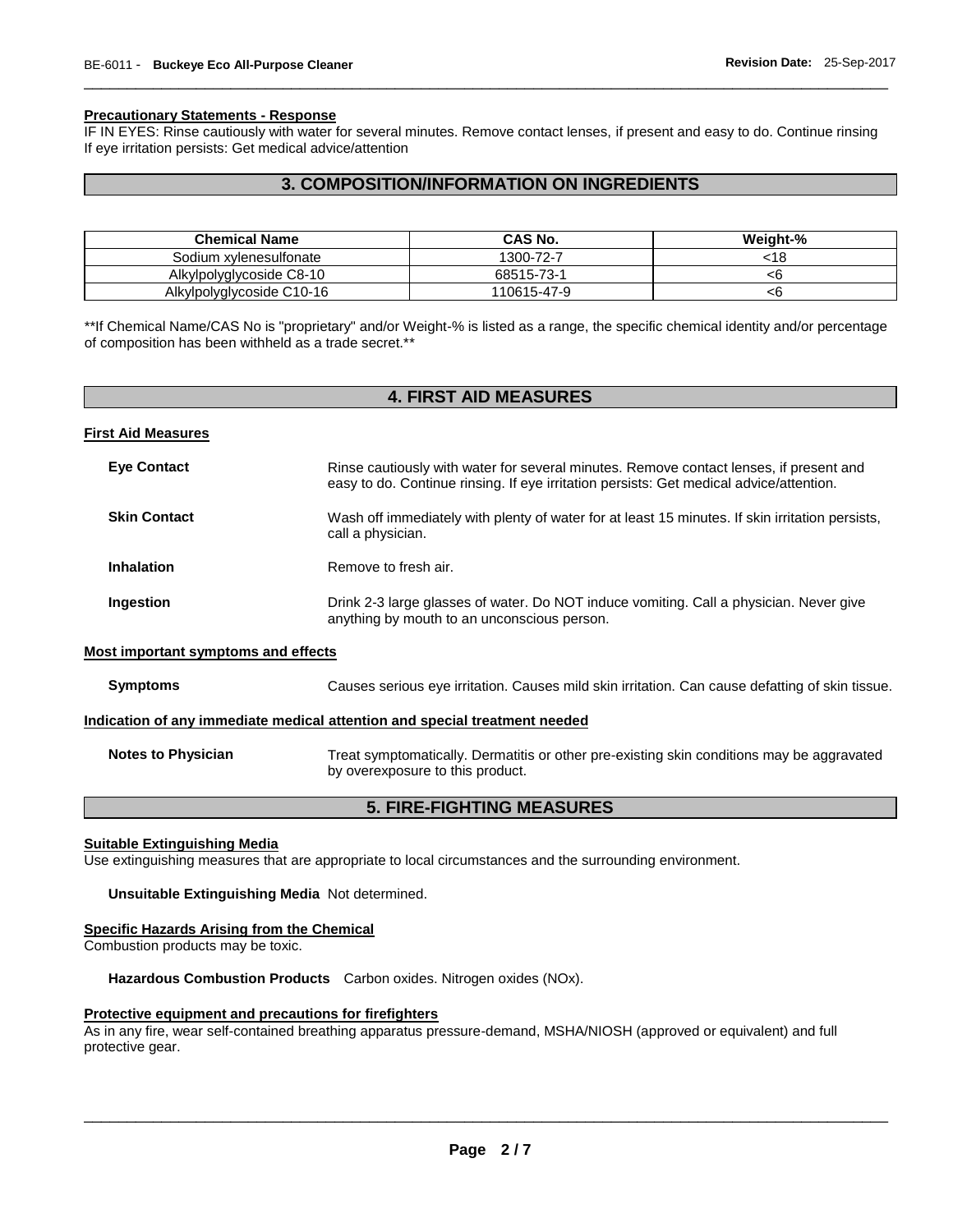**Precautionary Statements - Response**

IF IN EYES: Rinse cautiously with water for several minutes. Remove contact lenses, if present and easy to do. Continue rinsing
If eye irritation persists: Get medical advice/attention

## 3. COMPOSITION/INFORMATION ON INGREDIENTS

| Chemical Name | CAS No. | Weight-% |
|---|---|---|
| Sodium xylenesulfonate | 1300-72-7 | <18 |
| Alkylpolyglycoside C8-10 | 68515-73-1 | <6 |
| Alkylpolyglycoside C10-16 | 110615-47-9 | <6 |

**If Chemical Name/CAS No is "proprietary" and/or Weight-% is listed as a range, the specific chemical identity and/or percentage of composition has been withheld as a trade secret.**

## 4. FIRST AID MEASURES

**First Aid Measures**

**Eye Contact** Rinse cautiously with water for several minutes. Remove contact lenses, if present and easy to do. Continue rinsing. If eye irritation persists: Get medical advice/attention.

**Skin Contact** Wash off immediately with plenty of water for at least 15 minutes. If skin irritation persists, call a physician.

**Inhalation** Remove to fresh air.

**Ingestion** Drink 2-3 large glasses of water. Do NOT induce vomiting. Call a physician. Never give anything by mouth to an unconscious person.

**Most important symptoms and effects**

**Symptoms** Causes serious eye irritation. Causes mild skin irritation. Can cause defatting of skin tissue.

**Indication of any immediate medical attention and special treatment needed**

**Notes to Physician** Treat symptomatically. Dermatitis or other pre-existing skin conditions may be aggravated by overexposure to this product.

## 5. FIRE-FIGHTING MEASURES

**Suitable Extinguishing Media**

Use extinguishing measures that are appropriate to local circumstances and the surrounding environment.

**Unsuitable Extinguishing Media** Not determined.

**Specific Hazards Arising from the Chemical**

Combustion products may be toxic.

**Hazardous Combustion Products** Carbon oxides. Nitrogen oxides (NOx).

**Protective equipment and precautions for firefighters**

As in any fire, wear self-contained breathing apparatus pressure-demand, MSHA/NIOSH (approved or equivalent) and full protective gear.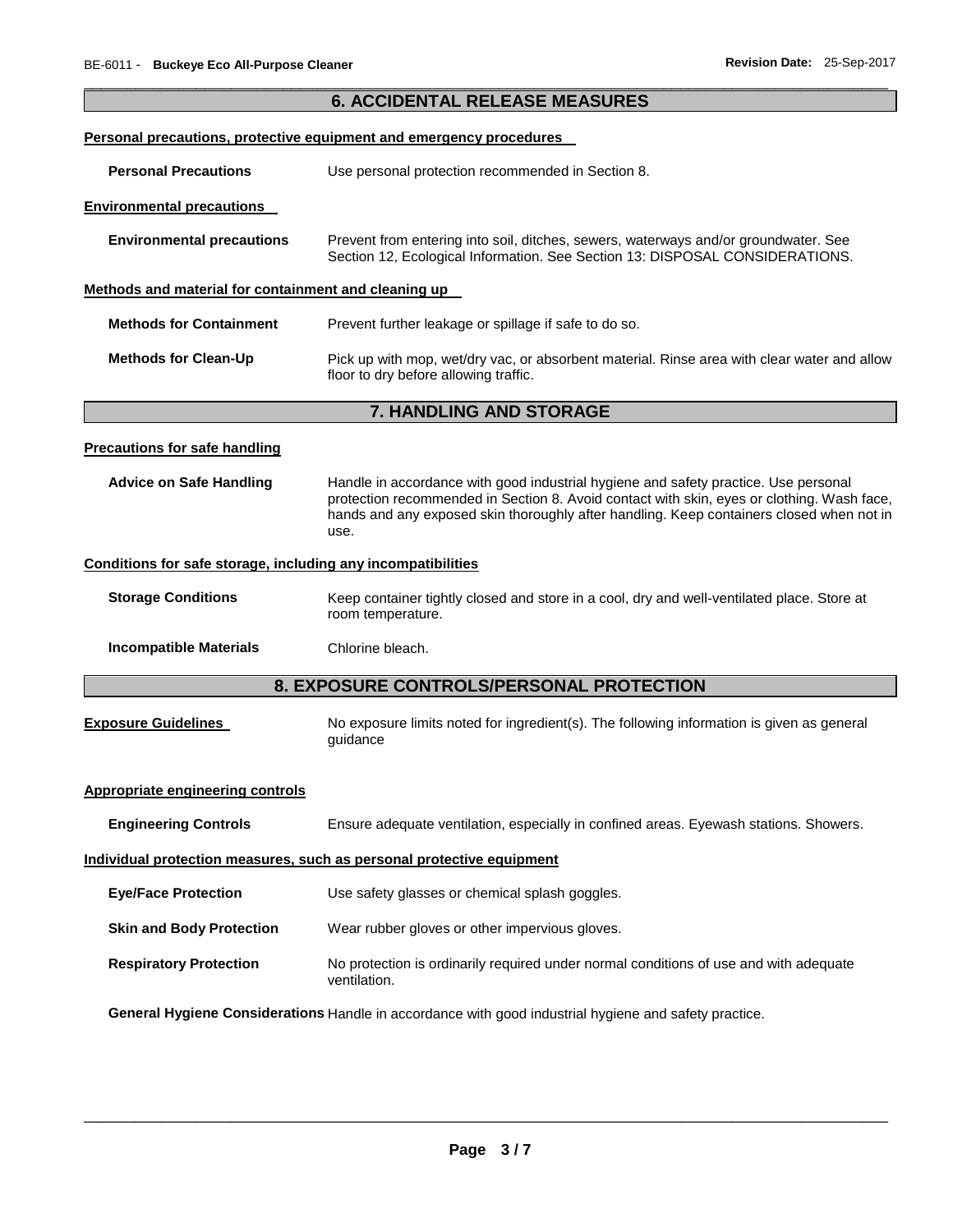## 6. ACCIDENTAL RELEASE MEASURES

**Personal precautions, protective equipment and emergency procedures**

**Personal Precautions** Use personal protection recommended in Section 8.

**Environmental precautions**

**Environmental precautions** Prevent from entering into soil, ditches, sewers, waterways and/or groundwater. See Section 12, Ecological Information. See Section 13: DISPOSAL CONSIDERATIONS.

**Methods and material for containment and cleaning up**

**Methods for Containment** Prevent further leakage or spillage if safe to do so.

**Methods for Clean-Up** Pick up with mop, wet/dry vac, or absorbent material. Rinse area with clear water and allow floor to dry before allowing traffic.

## 7. HANDLING AND STORAGE

**Precautions for safe handling**

**Advice on Safe Handling** Handle in accordance with good industrial hygiene and safety practice. Use personal protection recommended in Section 8. Avoid contact with skin, eyes or clothing. Wash face, hands and any exposed skin thoroughly after handling. Keep containers closed when not in use.

**Conditions for safe storage, including any incompatibilities**

**Storage Conditions** Keep container tightly closed and store in a cool, dry and well-ventilated place. Store at room temperature.

**Incompatible Materials** Chlorine bleach.

## 8. EXPOSURE CONTROLS/PERSONAL PROTECTION

**Exposure Guidelines** No exposure limits noted for ingredient(s). The following information is given as general guidance

**Appropriate engineering controls**

**Engineering Controls** Ensure adequate ventilation, especially in confined areas. Eyewash stations. Showers.

**Individual protection measures, such as personal protective equipment**

**Eye/Face Protection** Use safety glasses or chemical splash goggles.

**Skin and Body Protection** Wear rubber gloves or other impervious gloves.

**Respiratory Protection** No protection is ordinarily required under normal conditions of use and with adequate ventilation.

**General Hygiene Considerations** Handle in accordance with good industrial hygiene and safety practice.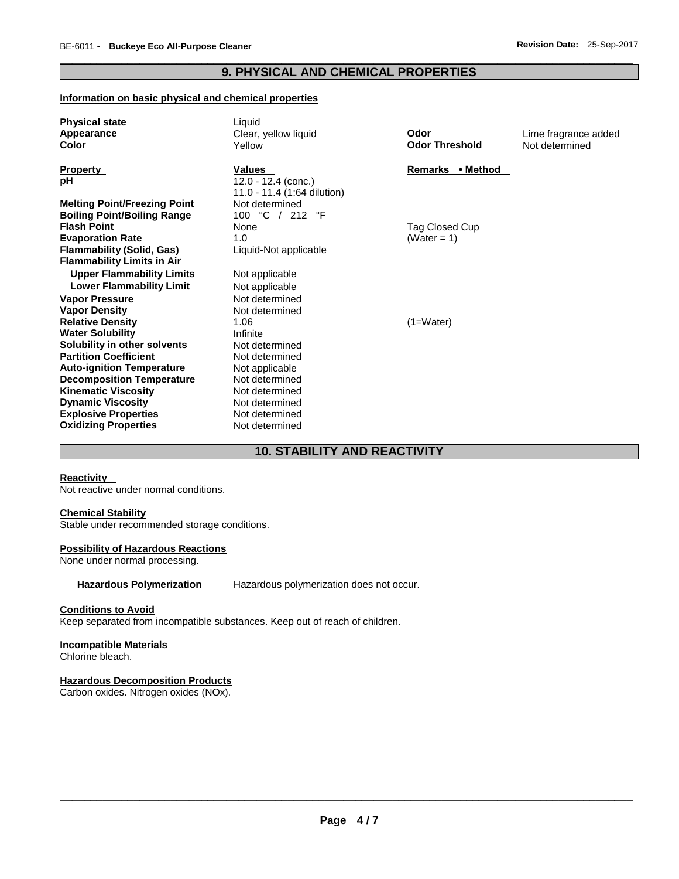## 9. PHYSICAL AND CHEMICAL PROPERTIES

**Information on basic physical and chemical properties**

| | | | |
|---|---|---|---|
| **Physical state** | Liquid | | |
| **Appearance** | Clear, yellow liquid | **Odor** | Lime fragrance added |
| **Color** | Yellow | **Odor Threshold** | Not determined |

| **Property** | **Values** | **Remarks • Method** |
|---|---|---|
| **pH** | 12.0 - 12.4 (conc.)<br>11.0 - 11.4 (1:64 dilution) | |
| **Melting Point/Freezing Point** | Not determined | |
| **Boiling Point/Boiling Range** | 100 °C / 212 °F | |
| **Flash Point** | None | Tag Closed Cup |
| **Evaporation Rate** | 1.0 | (Water = 1) |
| **Flammability (Solid, Gas)** | Liquid-Not applicable | |
| **Flammability Limits in Air** | | |
| **Upper Flammability Limits** | Not applicable | |
| **Lower Flammability Limit** | Not applicable | |
| **Vapor Pressure** | Not determined | |
| **Vapor Density** | Not determined | |
| **Relative Density** | 1.06 | (1=Water) |
| **Water Solubility** | Infinite | |
| **Solubility in other solvents** | Not determined | |
| **Partition Coefficient** | Not determined | |
| **Auto-ignition Temperature** | Not applicable | |
| **Decomposition Temperature** | Not determined | |
| **Kinematic Viscosity** | Not determined | |
| **Dynamic Viscosity** | Not determined | |
| **Explosive Properties** | Not determined | |
| **Oxidizing Properties** | Not determined | |

## 10. STABILITY AND REACTIVITY

**Reactivity**

Not reactive under normal conditions.

**Chemical Stability**

Stable under recommended storage conditions.

**Possibility of Hazardous Reactions**

None under normal processing.

**Hazardous Polymerization** Hazardous polymerization does not occur.

**Conditions to Avoid**

Keep separated from incompatible substances. Keep out of reach of children.

**Incompatible Materials**

Chlorine bleach.

**Hazardous Decomposition Products**

Carbon oxides. Nitrogen oxides (NOx).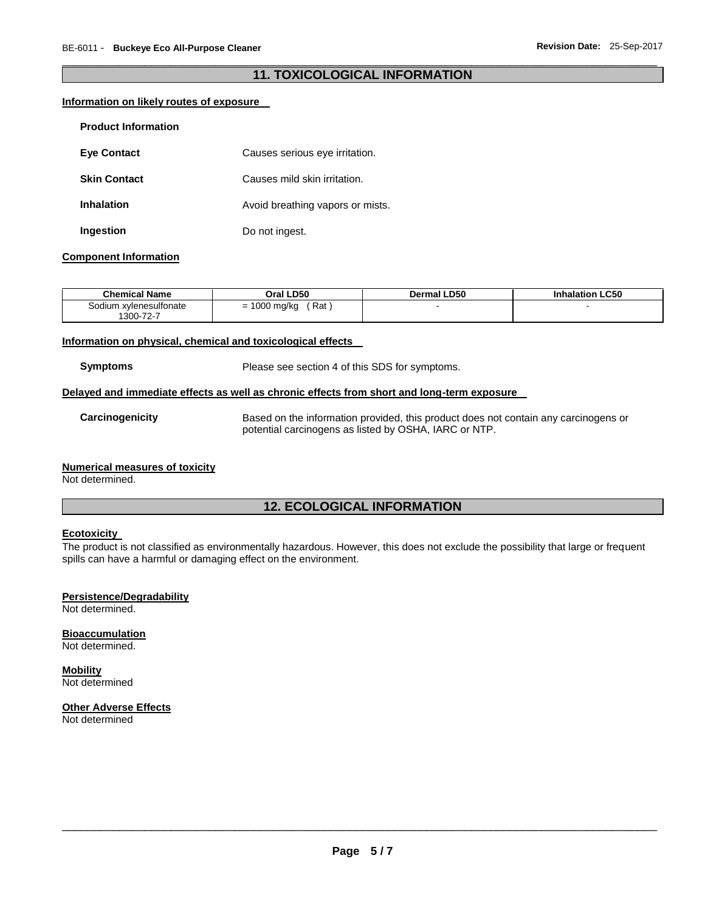## 11. TOXICOLOGICAL INFORMATION

**Information on likely routes of exposure**

**Product Information**

**Eye Contact** Causes serious eye irritation.

**Skin Contact** Causes mild skin irritation.

**Inhalation** Avoid breathing vapors or mists.

**Ingestion** Do not ingest.

**Component Information**

| Chemical Name | Oral LD50 | Dermal LD50 | Inhalation LC50 |
|---|---|---|---|
| Sodium xylenesulfonate 1300-72-7 | = 1000 mg/kg ( Rat ) | - | - |

**Information on physical, chemical and toxicological effects**

**Symptoms** Please see section 4 of this SDS for symptoms.

**Delayed and immediate effects as well as chronic effects from short and long-term exposure**

**Carcinogenicity** Based on the information provided, this product does not contain any carcinogens or potential carcinogens as listed by OSHA, IARC or NTP.

**Numerical measures of toxicity**
Not determined.

## 12. ECOLOGICAL INFORMATION

**Ecotoxicity**
The product is not classified as environmentally hazardous. However, this does not exclude the possibility that large or frequent spills can have a harmful or damaging effect on the environment.

**Persistence/Degradability**
Not determined.

**Bioaccumulation**
Not determined.

**Mobility**
Not determined

**Other Adverse Effects**
Not determined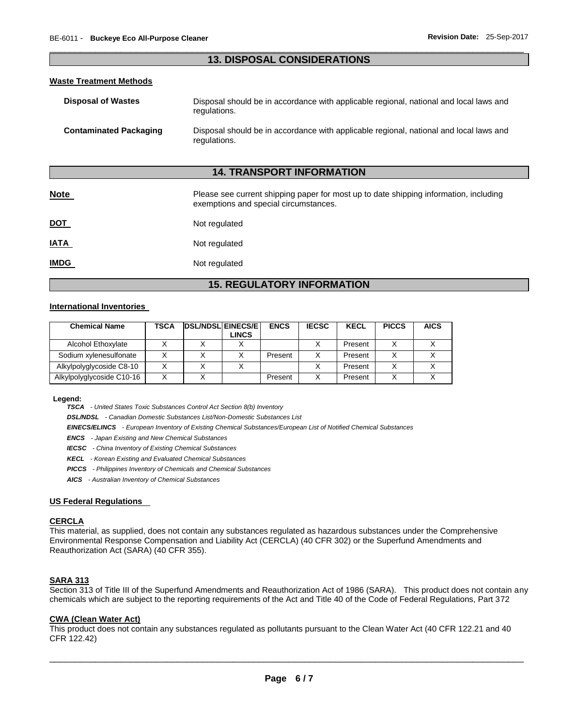## 13. DISPOSAL CONSIDERATIONS

### Waste Treatment Methods

**Disposal of Wastes** — Disposal should be in accordance with applicable regional, national and local laws and regulations.

**Contaminated Packaging** — Disposal should be in accordance with applicable regional, national and local laws and regulations.

## 14. TRANSPORT INFORMATION

**Note** — Please see current shipping paper for most up to date shipping information, including exemptions and special circumstances.

**DOT** — Not regulated

**IATA** — Not regulated

**IMDG** — Not regulated

## 15. REGULATORY INFORMATION

### International Inventories

| Chemical Name | TSCA | DSL/NDSL | EINECS/ELINCS | ENCS | IECSC | KECL | PICCS | AICS |
|---|---|---|---|---|---|---|---|---|
| Alcohol Ethoxylate | X | X | X | | X | Present | X | X |
| Sodium xylenesulfonate | X | X | X | Present | X | Present | X | X |
| Alkylpolyglycoside C8-10 | X | X | X | | X | Present | X | X |
| Alkylpolyglycoside C10-16 | X | X | | Present | X | Present | X | X |

**Legend:**

***TSCA*** *- United States Toxic Substances Control Act Section 8(b) Inventory*

***DSL/NDSL*** *- Canadian Domestic Substances List/Non-Domestic Substances List*

***EINECS/ELINCS*** *- European Inventory of Existing Chemical Substances/European List of Notified Chemical Substances*

***ENCS*** *- Japan Existing and New Chemical Substances*

***IECSC*** *- China Inventory of Existing Chemical Substances*

***KECL*** *- Korean Existing and Evaluated Chemical Substances*

***PICCS*** *- Philippines Inventory of Chemicals and Chemical Substances*

***AICS*** *- Australian Inventory of Chemical Substances*

### US Federal Regulations

#### CERCLA

This material, as supplied, does not contain any substances regulated as hazardous substances under the Comprehensive Environmental Response Compensation and Liability Act (CERCLA) (40 CFR 302) or the Superfund Amendments and Reauthorization Act (SARA) (40 CFR 355).

#### SARA 313

Section 313 of Title III of the Superfund Amendments and Reauthorization Act of 1986 (SARA). This product does not contain any chemicals which are subject to the reporting requirements of the Act and Title 40 of the Code of Federal Regulations, Part 372

#### CWA (Clean Water Act)

This product does not contain any substances regulated as pollutants pursuant to the Clean Water Act (40 CFR 122.21 and 40 CFR 122.42)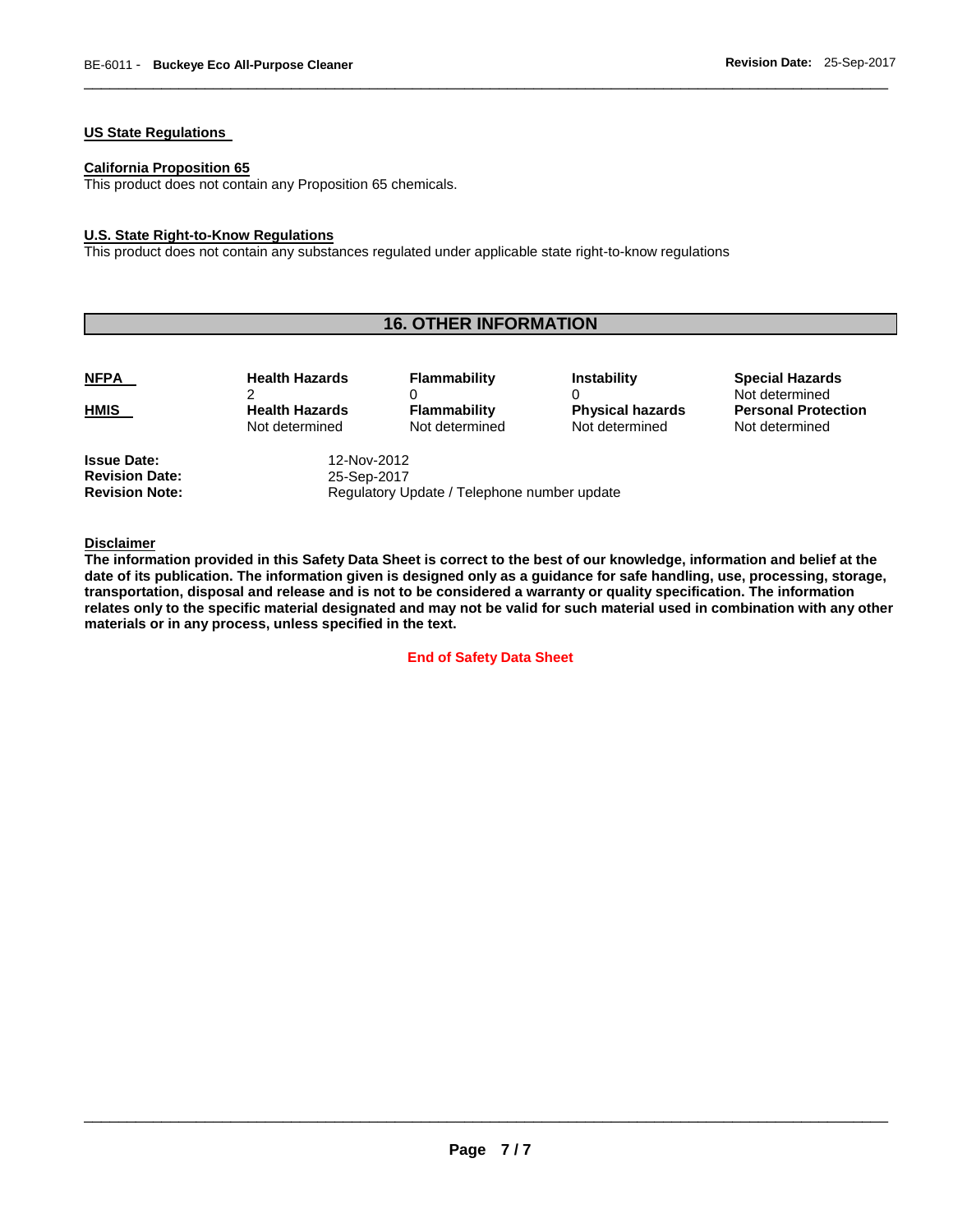### US State Regulations

#### California Proposition 65

This product does not contain any Proposition 65 chemicals.

#### U.S. State Right-to-Know Regulations

This product does not contain any substances regulated under applicable state right-to-know regulations

## 16. OTHER INFORMATION

| | | | | |
|---|---|---|---|---|
| **NFPA** | **Health Hazards** 2 | **Flammability** 0 | **Instability** 0 | **Special Hazards** Not determined |
| **HMIS** | **Health Hazards** Not determined | **Flammability** Not determined | **Physical hazards** Not determined | **Personal Protection** Not determined |

**Issue Date:** 12-Nov-2012
**Revision Date:** 25-Sep-2017
**Revision Note:** Regulatory Update / Telephone number update

#### Disclaimer

**The information provided in this Safety Data Sheet is correct to the best of our knowledge, information and belief at the date of its publication. The information given is designed only as a guidance for safe handling, use, processing, storage, transportation, disposal and release and is not to be considered a warranty or quality specification. The information relates only to the specific material designated and may not be valid for such material used in combination with any other materials or in any process, unless specified in the text.**

**End of Safety Data Sheet**